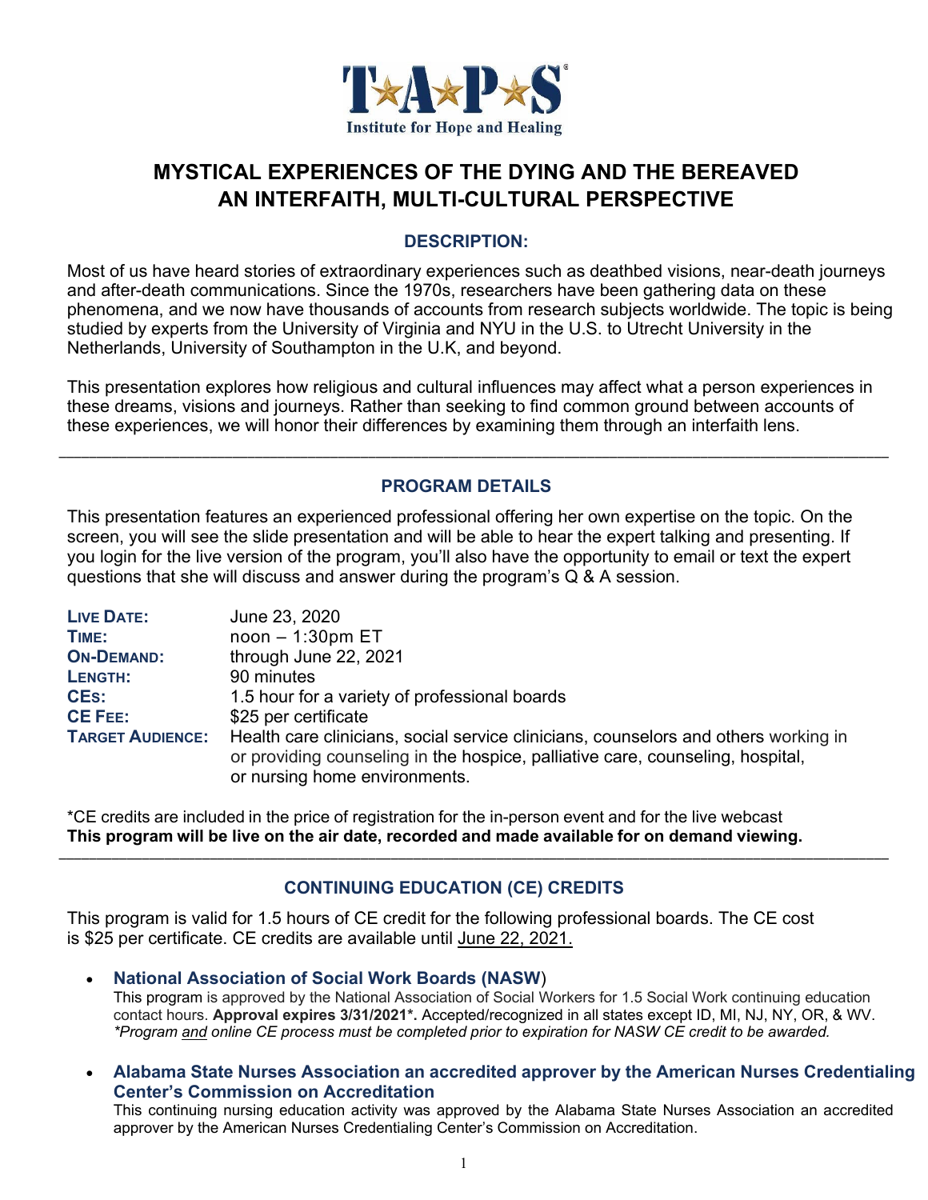T★A★P★S®

Institute for Hope and Healing

# MYSTICAL EXPERIENCES OF THE DYING AND THE BEREAVED
# AN INTERFAITH, MULTI-CULTURAL PERSPECTIVE

## DESCRIPTION:

Most of us have heard stories of extraordinary experiences such as deathbed visions, near-death journeys and after-death communications. Since the 1970s, researchers have been gathering data on these phenomena, and we now have thousands of accounts from research subjects worldwide. The topic is being studied by experts from the University of Virginia and NYU in the U.S. to Utrecht University in the Netherlands, University of Southampton in the U.K, and beyond.

This presentation explores how religious and cultural influences may affect what a person experiences in these dreams, visions and journeys. Rather than seeking to find common ground between accounts of these experiences, we will honor their differences by examining them through an interfaith lens.

---

## PROGRAM DETAILS

This presentation features an experienced professional offering her own expertise on the topic. On the screen, you will see the slide presentation and will be able to hear the expert talking and presenting. If you login for the live version of the program, you'll also have the opportunity to email or text the expert questions that she will discuss and answer during the program's Q & A session.

| | |
|---|---|
| **LIVE DATE:** | June 23, 2020 |
| **TIME:** | noon – 1:30pm ET |
| **ON-DEMAND:** | through June 22, 2021 |
| **LENGTH:** | 90 minutes |
| **CEs:** | 1.5 hour for a variety of professional boards |
| **CE FEE:** | $25 per certificate |
| **TARGET AUDIENCE:** | Health care clinicians, social service clinicians, counselors and others working in or providing counseling in the hospice, palliative care, counseling, hospital, or nursing home environments. |

*CE credits are included in the price of registration for the in-person event and for the live webcast
**This program will be live on the air date, recorded and made available for on demand viewing.**

---

## CONTINUING EDUCATION (CE) CREDITS

This program is valid for 1.5 hours of CE credit for the following professional boards. The CE cost is $25 per certificate. CE credits are available until June 22, 2021.

- **National Association of Social Work Boards (NASW)**
  This program is approved by the National Association of Social Workers for 1.5 Social Work continuing education contact hours. **Approval expires 3/31/2021*.** Accepted/recognized in all states except ID, MI, NJ, NY, OR, & WV.
  *\*Program and online CE process must be completed prior to expiration for NASW CE credit to be awarded.*

- **Alabama State Nurses Association an accredited approver by the American Nurses Credentialing Center's Commission on Accreditation**
  This continuing nursing education activity was approved by the Alabama State Nurses Association an accredited approver by the American Nurses Credentialing Center's Commission on Accreditation.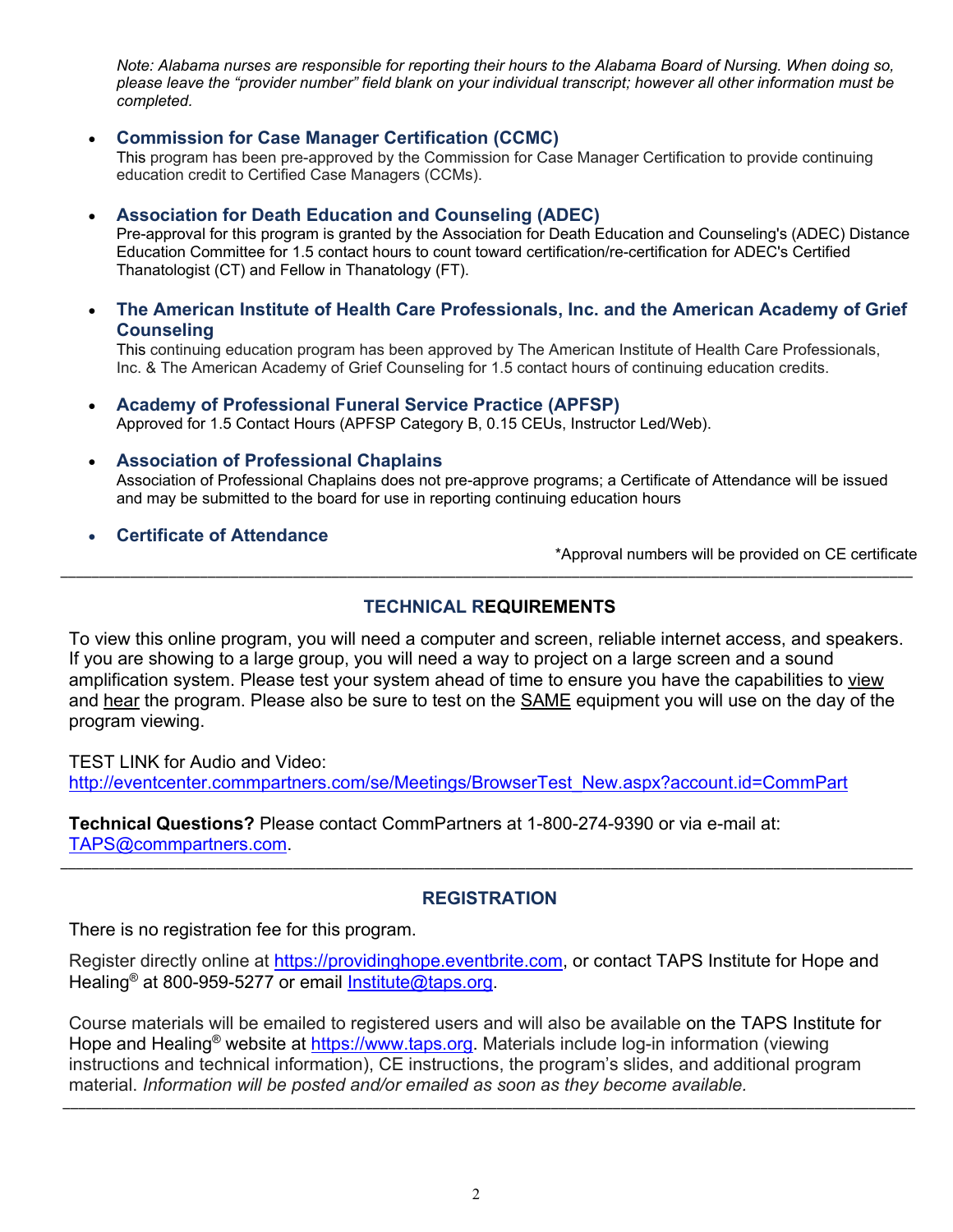*Note: Alabama nurses are responsible for reporting their hours to the Alabama Board of Nursing. When doing so, please leave the "provider number" field blank on your individual transcript; however all other information must be completed.*

- **Commission for Case Manager Certification (CCMC)**
  This program has been pre-approved by the Commission for Case Manager Certification to provide continuing education credit to Certified Case Managers (CCMs).

- **Association for Death Education and Counseling (ADEC)**
  Pre-approval for this program is granted by the Association for Death Education and Counseling's (ADEC) Distance Education Committee for 1.5 contact hours to count toward certification/re-certification for ADEC's Certified Thanatologist (CT) and Fellow in Thanatology (FT).

- **The American Institute of Health Care Professionals, Inc. and the American Academy of Grief Counseling**
  This continuing education program has been approved by The American Institute of Health Care Professionals, Inc. & The American Academy of Grief Counseling for 1.5 contact hours of continuing education credits.

- **Academy of Professional Funeral Service Practice (APFSP)**
  Approved for 1.5 Contact Hours (APFSP Category B, 0.15 CEUs, Instructor Led/Web).

- **Association of Professional Chaplains**
  Association of Professional Chaplains does not pre-approve programs; a Certificate of Attendance will be issued and may be submitted to the board for use in reporting continuing education hours

- **Certificate of Attendance**

*Approval numbers will be provided on CE certificate

---

## TECHNICAL REQUIREMENTS

To view this online program, you will need a computer and screen, reliable internet access, and speakers. If you are showing to a large group, you will need a way to project on a large screen and a sound amplification system. Please test your system ahead of time to ensure you have the capabilities to view and hear the program. Please also be sure to test on the SAME equipment you will use on the day of the program viewing.

TEST LINK for Audio and Video:
http://eventcenter.commpartners.com/se/Meetings/BrowserTest_New.aspx?account.id=CommPart

**Technical Questions?** Please contact CommPartners at 1-800-274-9390 or via e-mail at: TAPS@commpartners.com.

---

## REGISTRATION

There is no registration fee for this program.

Register directly online at https://providinghope.eventbrite.com, or contact TAPS Institute for Hope and Healing® at 800-959-5277 or email Institute@taps.org.

Course materials will be emailed to registered users and will also be available on the TAPS Institute for Hope and Healing® website at https://www.taps.org. Materials include log-in information (viewing instructions and technical information), CE instructions, the program's slides, and additional program material. *Information will be posted and/or emailed as soon as they become available.*

---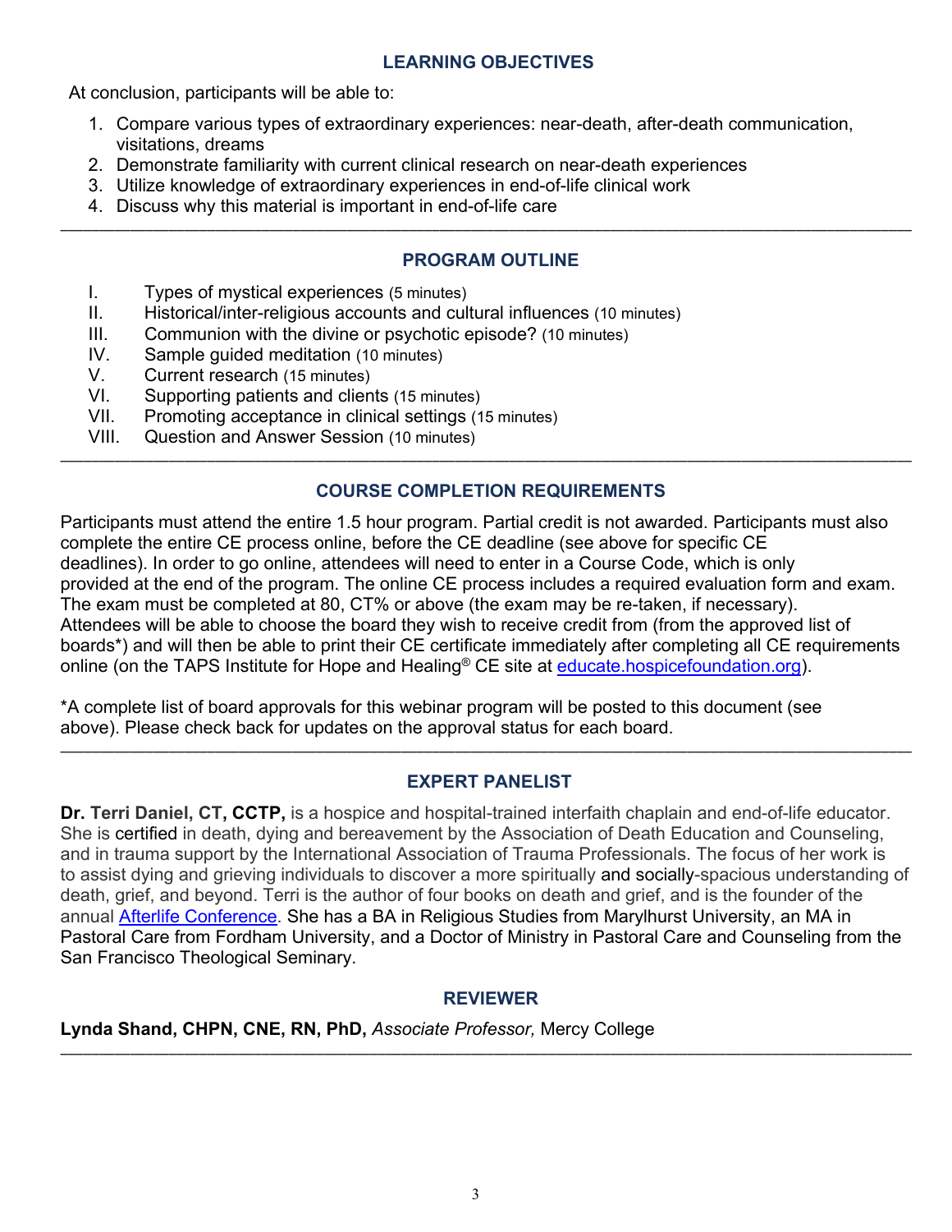## LEARNING OBJECTIVES

At conclusion, participants will be able to:

1. Compare various types of extraordinary experiences: near-death, after-death communication, visitations, dreams
2. Demonstrate familiarity with current clinical research on near-death experiences
3. Utilize knowledge of extraordinary experiences in end-of-life clinical work
4. Discuss why this material is important in end-of-life care

---

## PROGRAM OUTLINE

I. Types of mystical experiences (5 minutes)
II. Historical/inter-religious accounts and cultural influences (10 minutes)
III. Communion with the divine or psychotic episode? (10 minutes)
IV. Sample guided meditation (10 minutes)
V. Current research (15 minutes)
VI. Supporting patients and clients (15 minutes)
VII. Promoting acceptance in clinical settings (15 minutes)
VIII. Question and Answer Session (10 minutes)

---

## COURSE COMPLETION REQUIREMENTS

Participants must attend the entire 1.5 hour program. Partial credit is not awarded. Participants must also complete the entire CE process online, before the CE deadline (see above for specific CE deadlines). In order to go online, attendees will need to enter in a Course Code, which is only provided at the end of the program. The online CE process includes a required evaluation form and exam. The exam must be completed at 80, CT% or above (the exam may be re-taken, if necessary). Attendees will be able to choose the board they wish to receive credit from (from the approved list of boards*) and will then be able to print their CE certificate immediately after completing all CE requirements online (on the TAPS Institute for Hope and Healing® CE site at educate.hospicefoundation.org).

*A complete list of board approvals for this webinar program will be posted to this document (see above). Please check back for updates on the approval status for each board.

---

## EXPERT PANELIST

**Dr. Terri Daniel, CT, CCTP,** is a hospice and hospital-trained interfaith chaplain and end-of-life educator. She is certified in death, dying and bereavement by the Association of Death Education and Counseling, and in trauma support by the International Association of Trauma Professionals. The focus of her work is to assist dying and grieving individuals to discover a more spiritually and socially-spacious understanding of death, grief, and beyond. Terri is the author of four books on death and grief, and is the founder of the annual Afterlife Conference. She has a BA in Religious Studies from Marylhurst University, an MA in Pastoral Care from Fordham University, and a Doctor of Ministry in Pastoral Care and Counseling from the San Francisco Theological Seminary.

## REVIEWER

**Lynda Shand, CHPN, CNE, RN, PhD,** *Associate Professor,* Mercy College

---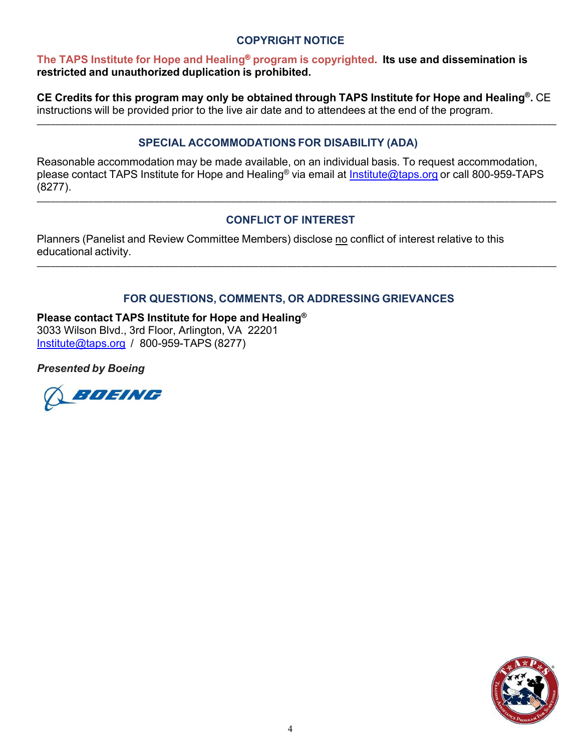## COPYRIGHT NOTICE

**The TAPS Institute for Hope and Healing® program is copyrighted. Its use and dissemination is restricted and unauthorized duplication is prohibited.**

**CE Credits for this program may only be obtained through TAPS Institute for Hope and Healing®.** CE instructions will be provided prior to the live air date and to attendees at the end of the program.

---

## SPECIAL ACCOMMODATIONS FOR DISABILITY (ADA)

Reasonable accommodation may be made available, on an individual basis. To request accommodation, please contact TAPS Institute for Hope and Healing® via email at Institute@taps.org or call 800-959-TAPS (8277).

---

## CONFLICT OF INTEREST

Planners (Panelist and Review Committee Members) disclose no conflict of interest relative to this educational activity.

---

## FOR QUESTIONS, COMMENTS, OR ADDRESSING GRIEVANCES

**Please contact TAPS Institute for Hope and Healing®**
3033 Wilson Blvd., 3rd Floor, Arlington, VA 22201
Institute@taps.org / 800-959-TAPS (8277)

***Presented by Boeing***

BOEING